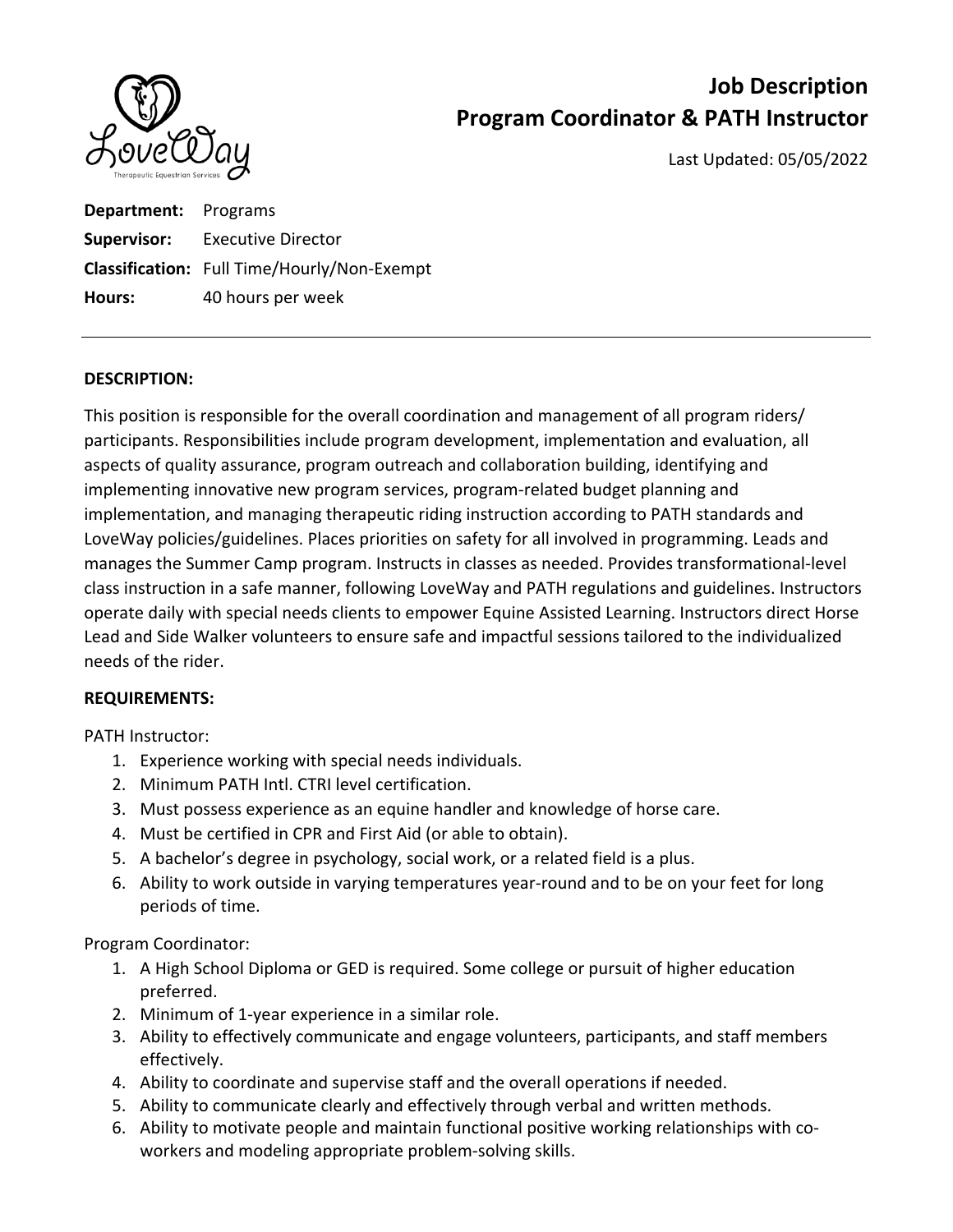# Job Description
## Program Coordinator & PATH Instructor

Last Updated: 05/05/2022

**Department:** Programs
**Supervisor:** Executive Director
**Classification:** Full Time/Hourly/Non-Exempt
**Hours:** 40 hours per week

---

**DESCRIPTION:**

This position is responsible for the overall coordination and management of all program riders/ participants. Responsibilities include program development, implementation and evaluation, all aspects of quality assurance, program outreach and collaboration building, identifying and implementing innovative new program services, program-related budget planning and implementation, and managing therapeutic riding instruction according to PATH standards and LoveWay policies/guidelines. Places priorities on safety for all involved in programming. Leads and manages the Summer Camp program. Instructs in classes as needed. Provides transformational-level class instruction in a safe manner, following LoveWay and PATH regulations and guidelines. Instructors operate daily with special needs clients to empower Equine Assisted Learning. Instructors direct Horse Lead and Side Walker volunteers to ensure safe and impactful sessions tailored to the individualized needs of the rider.

**REQUIREMENTS:**

PATH Instructor:

1. Experience working with special needs individuals.
2. Minimum PATH Intl. CTRI level certification.
3. Must possess experience as an equine handler and knowledge of horse care.
4. Must be certified in CPR and First Aid (or able to obtain).
5. A bachelor's degree in psychology, social work, or a related field is a plus.
6. Ability to work outside in varying temperatures year-round and to be on your feet for long periods of time.

Program Coordinator:

1. A High School Diploma or GED is required. Some college or pursuit of higher education preferred.
2. Minimum of 1-year experience in a similar role.
3. Ability to effectively communicate and engage volunteers, participants, and staff members effectively.
4. Ability to coordinate and supervise staff and the overall operations if needed.
5. Ability to communicate clearly and effectively through verbal and written methods.
6. Ability to motivate people and maintain functional positive working relationships with co-workers and modeling appropriate problem-solving skills.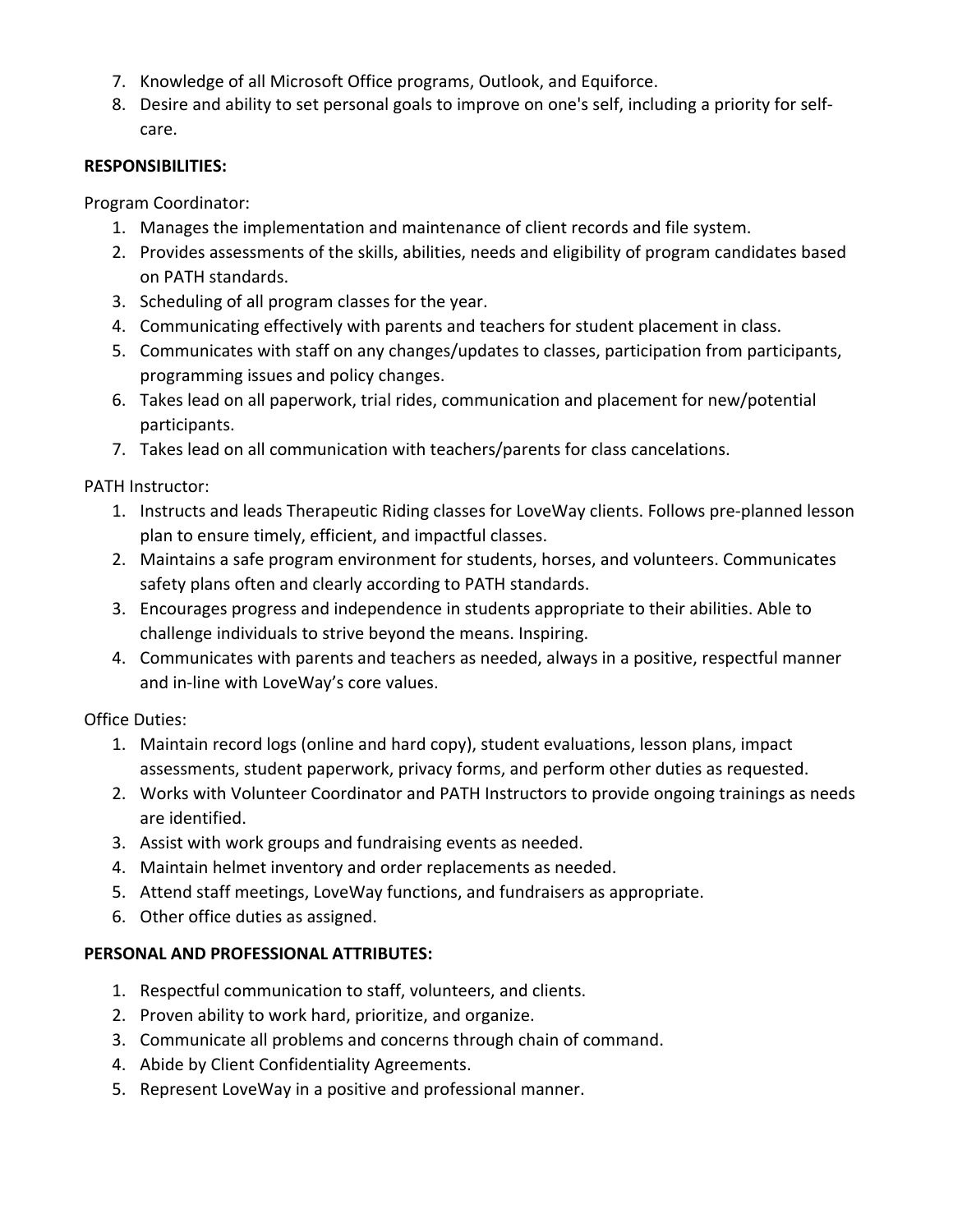7. Knowledge of all Microsoft Office programs, Outlook, and Equiforce.
8. Desire and ability to set personal goals to improve on one's self, including a priority for self-care.

**RESPONSIBILITIES:**

Program Coordinator:

1. Manages the implementation and maintenance of client records and file system.
2. Provides assessments of the skills, abilities, needs and eligibility of program candidates based on PATH standards.
3. Scheduling of all program classes for the year.
4. Communicating effectively with parents and teachers for student placement in class.
5. Communicates with staff on any changes/updates to classes, participation from participants, programming issues and policy changes.
6. Takes lead on all paperwork, trial rides, communication and placement for new/potential participants.
7. Takes lead on all communication with teachers/parents for class cancelations.

PATH Instructor:

1. Instructs and leads Therapeutic Riding classes for LoveWay clients. Follows pre-planned lesson plan to ensure timely, efficient, and impactful classes.
2. Maintains a safe program environment for students, horses, and volunteers. Communicates safety plans often and clearly according to PATH standards.
3. Encourages progress and independence in students appropriate to their abilities. Able to challenge individuals to strive beyond the means. Inspiring.
4. Communicates with parents and teachers as needed, always in a positive, respectful manner and in-line with LoveWay's core values.

Office Duties:

1. Maintain record logs (online and hard copy), student evaluations, lesson plans, impact assessments, student paperwork, privacy forms, and perform other duties as requested.
2. Works with Volunteer Coordinator and PATH Instructors to provide ongoing trainings as needs are identified.
3. Assist with work groups and fundraising events as needed.
4. Maintain helmet inventory and order replacements as needed.
5. Attend staff meetings, LoveWay functions, and fundraisers as appropriate.
6. Other office duties as assigned.

**PERSONAL AND PROFESSIONAL ATTRIBUTES:**

1. Respectful communication to staff, volunteers, and clients.
2. Proven ability to work hard, prioritize, and organize.
3. Communicate all problems and concerns through chain of command.
4. Abide by Client Confidentiality Agreements.
5. Represent LoveWay in a positive and professional manner.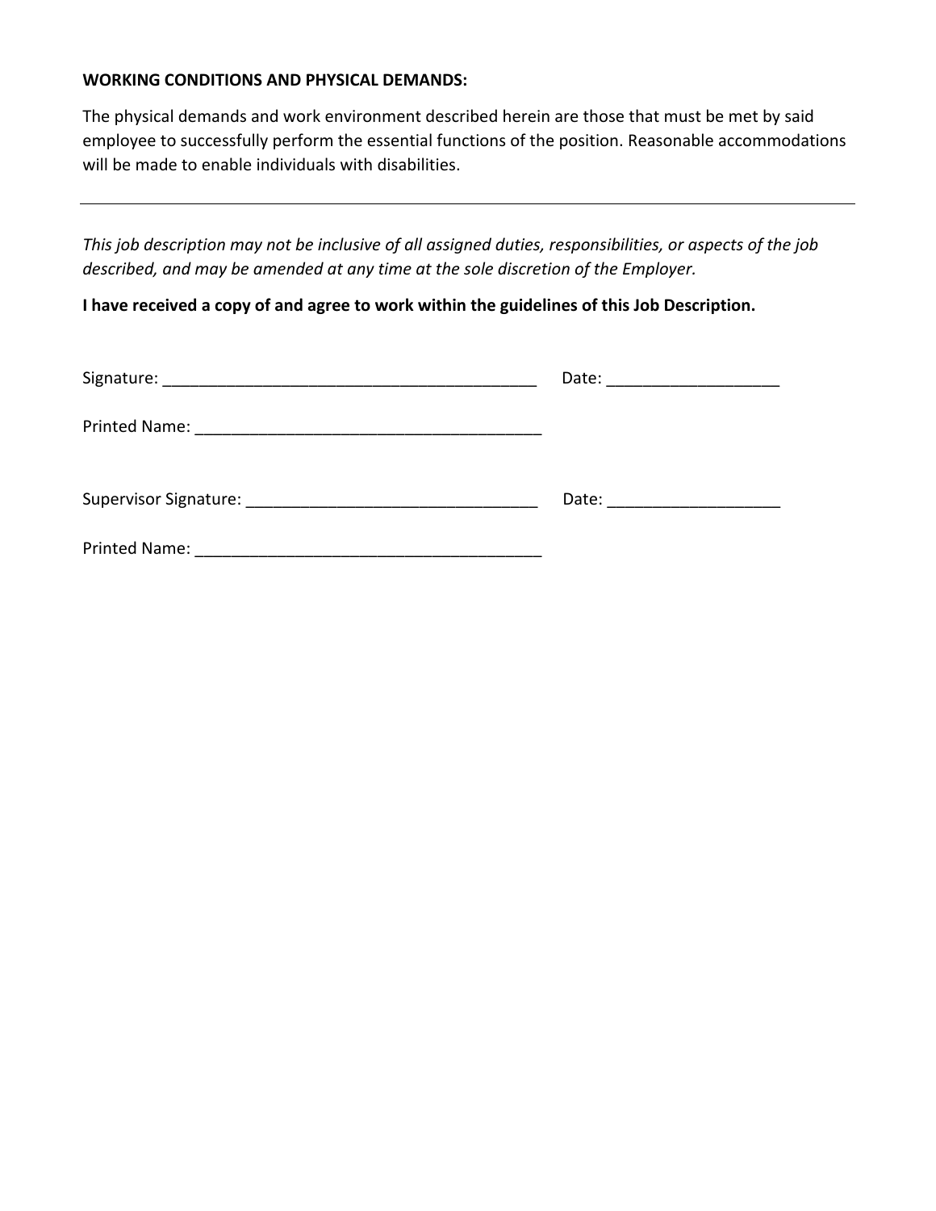**WORKING CONDITIONS AND PHYSICAL DEMANDS:**

The physical demands and work environment described herein are those that must be met by said employee to successfully perform the essential functions of the position. Reasonable accommodations will be made to enable individuals with disabilities.

---

*This job description may not be inclusive of all assigned duties, responsibilities, or aspects of the job described, and may be amended at any time at the sole discretion of the Employer.*

**I have received a copy of and agree to work within the guidelines of this Job Description.**

Signature: ___________________________________________ Date: ___________________

Printed Name: ________________________________________

Supervisor Signature: _________________________________ Date: ___________________

Printed Name: ________________________________________